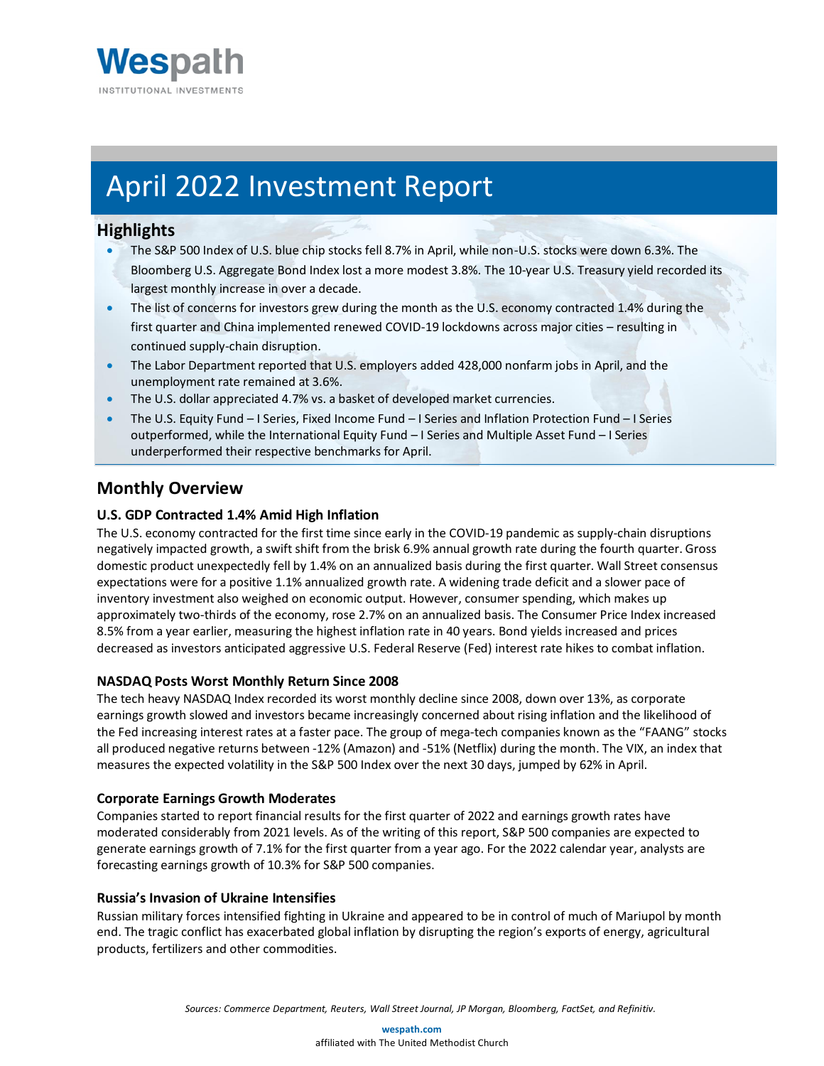**Wespath**
INSTITUTIONAL INVESTMENTS

# April 2022 Investment Report

## Highlights

- The S&P 500 Index of U.S. blue chip stocks fell 8.7% in April, while non-U.S. stocks were down 6.3%. The Bloomberg U.S. Aggregate Bond Index lost a more modest 3.8%. The 10-year U.S. Treasury yield recorded its largest monthly increase in over a decade.
- The list of concerns for investors grew during the month as the U.S. economy contracted 1.4% during the first quarter and China implemented renewed COVID-19 lockdowns across major cities – resulting in continued supply-chain disruption.
- The Labor Department reported that U.S. employers added 428,000 nonfarm jobs in April, and the unemployment rate remained at 3.6%.
- The U.S. dollar appreciated 4.7% vs. a basket of developed market currencies.
- The U.S. Equity Fund – I Series, Fixed Income Fund – I Series and Inflation Protection Fund – I Series outperformed, while the International Equity Fund – I Series and Multiple Asset Fund – I Series underperformed their respective benchmarks for April.

## Monthly Overview

### U.S. GDP Contracted 1.4% Amid High Inflation

The U.S. economy contracted for the first time since early in the COVID-19 pandemic as supply-chain disruptions negatively impacted growth, a swift shift from the brisk 6.9% annual growth rate during the fourth quarter. Gross domestic product unexpectedly fell by 1.4% on an annualized basis during the first quarter. Wall Street consensus expectations were for a positive 1.1% annualized growth rate. A widening trade deficit and a slower pace of inventory investment also weighed on economic output. However, consumer spending, which makes up approximately two-thirds of the economy, rose 2.7% on an annualized basis. The Consumer Price Index increased 8.5% from a year earlier, measuring the highest inflation rate in 40 years. Bond yields increased and prices decreased as investors anticipated aggressive U.S. Federal Reserve (Fed) interest rate hikes to combat inflation.

### NASDAQ Posts Worst Monthly Return Since 2008

The tech heavy NASDAQ Index recorded its worst monthly decline since 2008, down over 13%, as corporate earnings growth slowed and investors became increasingly concerned about rising inflation and the likelihood of the Fed increasing interest rates at a faster pace. The group of mega-tech companies known as the "FAANG" stocks all produced negative returns between -12% (Amazon) and -51% (Netflix) during the month. The VIX, an index that measures the expected volatility in the S&P 500 Index over the next 30 days, jumped by 62% in April.

### Corporate Earnings Growth Moderates

Companies started to report financial results for the first quarter of 2022 and earnings growth rates have moderated considerably from 2021 levels. As of the writing of this report, S&P 500 companies are expected to generate earnings growth of 7.1% for the first quarter from a year ago. For the 2022 calendar year, analysts are forecasting earnings growth of 10.3% for S&P 500 companies.

### Russia's Invasion of Ukraine Intensifies

Russian military forces intensified fighting in Ukraine and appeared to be in control of much of Mariupol by month end. The tragic conflict has exacerbated global inflation by disrupting the region's exports of energy, agricultural products, fertilizers and other commodities.

*Sources: Commerce Department, Reuters, Wall Street Journal, JP Morgan, Bloomberg, FactSet, and Refinitiv.*

**wespath.com**
affiliated with The United Methodist Church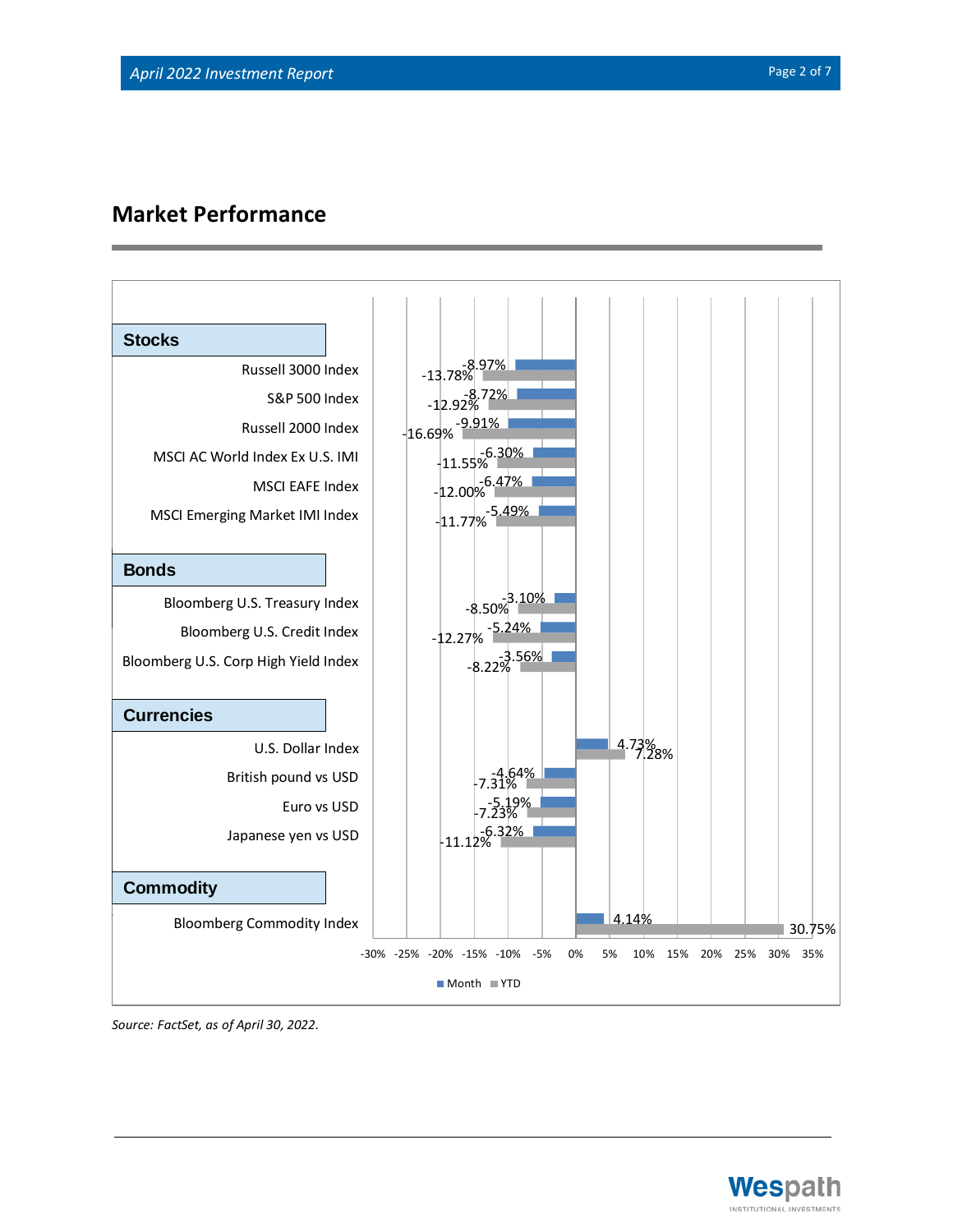## Market Performance

| | Month | YTD |
|---|---|---|
| **Stocks** | | |
| Russell 3000 Index | -8.97% | -13.78% |
| S&P 500 Index | -8.72% | -12.92% |
| Russell 2000 Index | -9.91% | -16.69% |
| MSCI AC World Index Ex U.S. IMI | -6.30% | -11.55% |
| MSCI EAFE Index | -6.47% | -12.00% |
| MSCI Emerging Market IMI Index | -5.49% | -11.77% |
| **Bonds** | | |
| Bloomberg U.S. Treasury Index | -3.10% | -8.50% |
| Bloomberg U.S. Credit Index | -5.24% | -12.27% |
| Bloomberg U.S. Corp High Yield Index | -3.56% | -8.22% |
| **Currencies** | | |
| U.S. Dollar Index | 4.73% | 7.28% |
| British pound vs USD | -4.64% | -7.31% |
| Euro vs USD | -5.19% | -7.23% |
| Japanese yen vs USD | -6.32% | -11.12% |
| **Commodity** | | |
| Bloomberg Commodity Index | 4.14% | 30.75% |

*Source: FactSet, as of April 30, 2022.*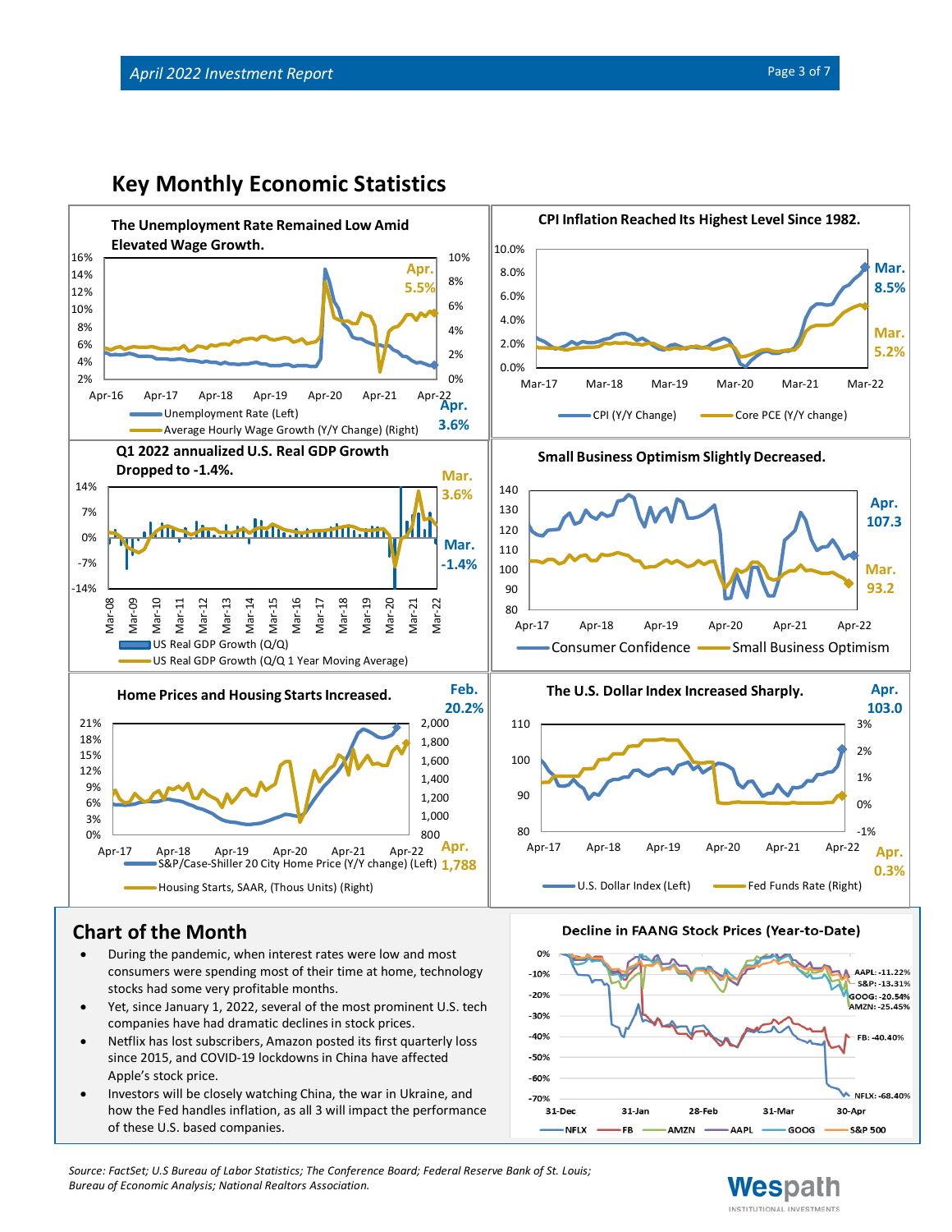## Key Monthly Economic Statistics

**The Unemployment Rate Remained Low Amid Elevated Wage Growth.**

Apr. 5.5%

Apr. 3.6%

Unemployment Rate (Left)

Average Hourly Wage Growth (Y/Y Change) (Right)

**CPI Inflation Reached Its Highest Level Since 1982.**

Mar. 8.5%

Mar. 5.2%

CPI (Y/Y Change)

Core PCE (Y/Y change)

**Q1 2022 annualized U.S. Real GDP Growth Dropped to -1.4%.**

Mar. 3.6%

Mar. -1.4%

US Real GDP Growth (Q/Q)

US Real GDP Growth (Q/Q 1 Year Moving Average)

**Small Business Optimism Slightly Decreased.**

Apr. 107.3

Mar. 93.2

Consumer Confidence

Small Business Optimism

**Home Prices and Housing Starts Increased.**

Feb. 20.2%

Apr. 1,788

S&P/Case-Shiller 20 City Home Price (Y/Y change) (Left)

Housing Starts, SAAR, (Thous Units) (Right)

**The U.S. Dollar Index Increased Sharply.**

Apr. 103.0

Apr. 0.3%

U.S. Dollar Index (Left)

Fed Funds Rate (Right)

## Chart of the Month

- During the pandemic, when interest rates were low and most consumers were spending most of their time at home, technology stocks had some very profitable months.
- Yet, since January 1, 2022, several of the most prominent U.S. tech companies have had dramatic declines in stock prices.
- Netflix has lost subscribers, Amazon posted its first quarterly loss since 2015, and COVID-19 lockdowns in China have affected Apple's stock price.
- Investors will be closely watching China, the war in Ukraine, and how the Fed handles inflation, as all 3 will impact the performance of these U.S. based companies.

**Decline in FAANG Stock Prices (Year-to-Date)**

AAPL: -11.22%
S&P: -13.31%
GOOG: -20.54%
AMZN: -25.45%
FB: -40.40%
NFLX: -68.40%

NFLX, FB, AMZN, AAPL, GOOG, S&P 500

*Source: FactSet; U.S Bureau of Labor Statistics; The Conference Board; Federal Reserve Bank of St. Louis; Bureau of Economic Analysis; National Realtors Association.*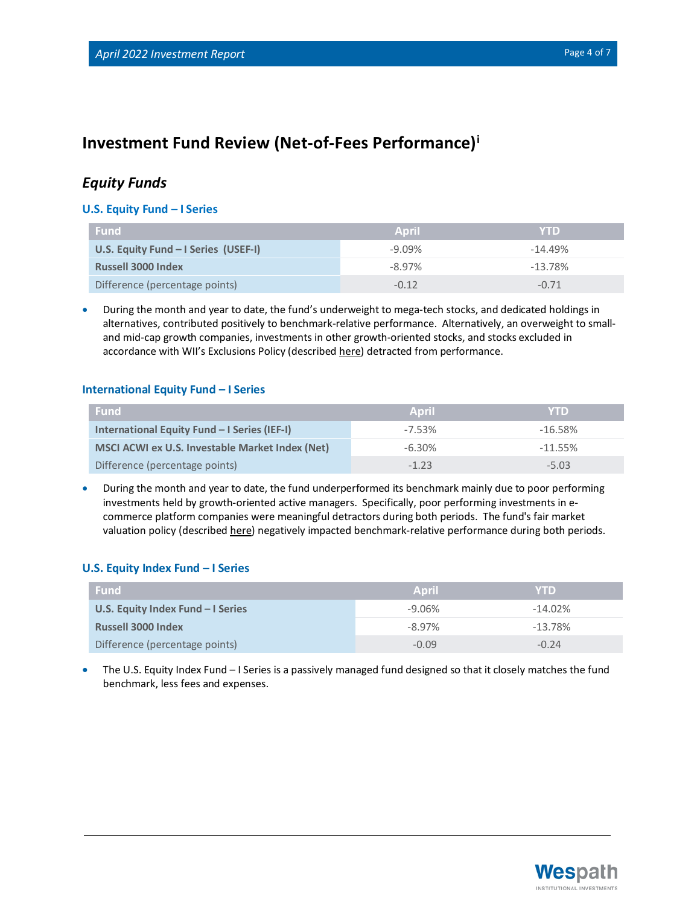# Investment Fund Review (Net-of-Fees Performance)[i]

## *Equity Funds*

### U.S. Equity Fund – I Series

| Fund | April | YTD |
|---|---|---|
| **U.S. Equity Fund – I Series (USEF-I)** | -9.09% | -14.49% |
| **Russell 3000 Index** | -8.97% | -13.78% |
| Difference (percentage points) | -0.12 | -0.71 |

- During the month and year to date, the fund's underweight to mega-tech stocks, and dedicated holdings in alternatives, contributed positively to benchmark-relative performance. Alternatively, an overweight to small- and mid-cap growth companies, investments in other growth-oriented stocks, and stocks excluded in accordance with WII's Exclusions Policy (described here) detracted from performance.

### International Equity Fund – I Series

| Fund | April | YTD |
|---|---|---|
| **International Equity Fund – I Series (IEF-I)** | -7.53% | -16.58% |
| **MSCI ACWI ex U.S. Investable Market Index (Net)** | -6.30% | -11.55% |
| Difference (percentage points) | -1.23 | -5.03 |

- During the month and year to date, the fund underperformed its benchmark mainly due to poor performing investments held by growth-oriented active managers. Specifically, poor performing investments in e-commerce platform companies were meaningful detractors during both periods. The fund's fair market valuation policy (described here) negatively impacted benchmark-relative performance during both periods.

### U.S. Equity Index Fund – I Series

| Fund | April | YTD |
|---|---|---|
| **U.S. Equity Index Fund – I Series** | -9.06% | -14.02% |
| **Russell 3000 Index** | -8.97% | -13.78% |
| Difference (percentage points) | -0.09 | -0.24 |

- The U.S. Equity Index Fund – I Series is a passively managed fund designed so that it closely matches the fund benchmark, less fees and expenses.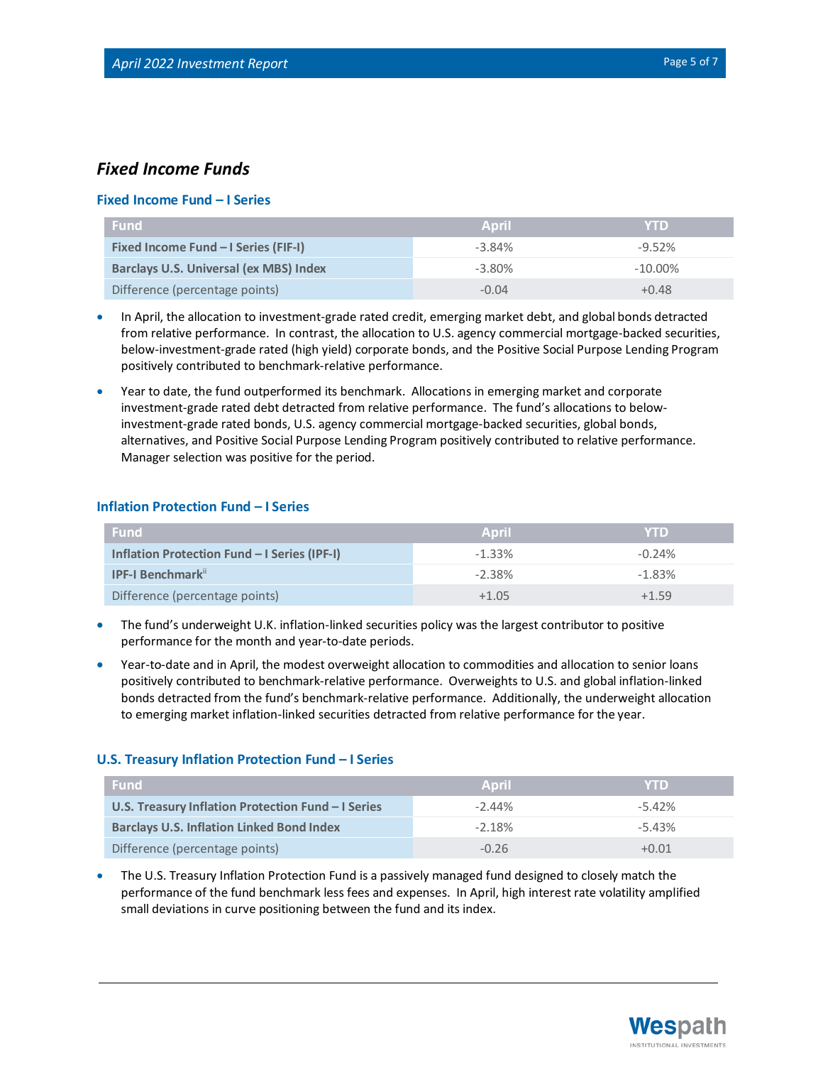## *Fixed Income Funds*

### Fixed Income Fund – I Series

| Fund | April | YTD |
|---|---|---|
| **Fixed Income Fund – I Series (FIF-I)** | -3.84% | -9.52% |
| **Barclays U.S. Universal (ex MBS) Index** | -3.80% | -10.00% |
| Difference (percentage points) | -0.04 | +0.48 |

- In April, the allocation to investment-grade rated credit, emerging market debt, and global bonds detracted from relative performance. In contrast, the allocation to U.S. agency commercial mortgage-backed securities, below-investment-grade rated (high yield) corporate bonds, and the Positive Social Purpose Lending Program positively contributed to benchmark-relative performance.
- Year to date, the fund outperformed its benchmark. Allocations in emerging market and corporate investment-grade rated debt detracted from relative performance. The fund's allocations to below-investment-grade rated bonds, U.S. agency commercial mortgage-backed securities, global bonds, alternatives, and Positive Social Purpose Lending Program positively contributed to relative performance. Manager selection was positive for the period.

### Inflation Protection Fund – I Series

| Fund | April | YTD |
|---|---|---|
| **Inflation Protection Fund – I Series (IPF-I)** | -1.33% | -0.24% |
| **IPF-I Benchmark**[ii] | -2.38% | -1.83% |
| Difference (percentage points) | +1.05 | +1.59 |

- The fund's underweight U.K. inflation-linked securities policy was the largest contributor to positive performance for the month and year-to-date periods.
- Year-to-date and in April, the modest overweight allocation to commodities and allocation to senior loans positively contributed to benchmark-relative performance. Overweights to U.S. and global inflation-linked bonds detracted from the fund's benchmark-relative performance. Additionally, the underweight allocation to emerging market inflation-linked securities detracted from relative performance for the year.

### U.S. Treasury Inflation Protection Fund – I Series

| Fund | April | YTD |
|---|---|---|
| **U.S. Treasury Inflation Protection Fund – I Series** | -2.44% | -5.42% |
| **Barclays U.S. Inflation Linked Bond Index** | -2.18% | -5.43% |
| Difference (percentage points) | -0.26 | +0.01 |

- The U.S. Treasury Inflation Protection Fund is a passively managed fund designed to closely match the performance of the fund benchmark less fees and expenses. In April, high interest rate volatility amplified small deviations in curve positioning between the fund and its index.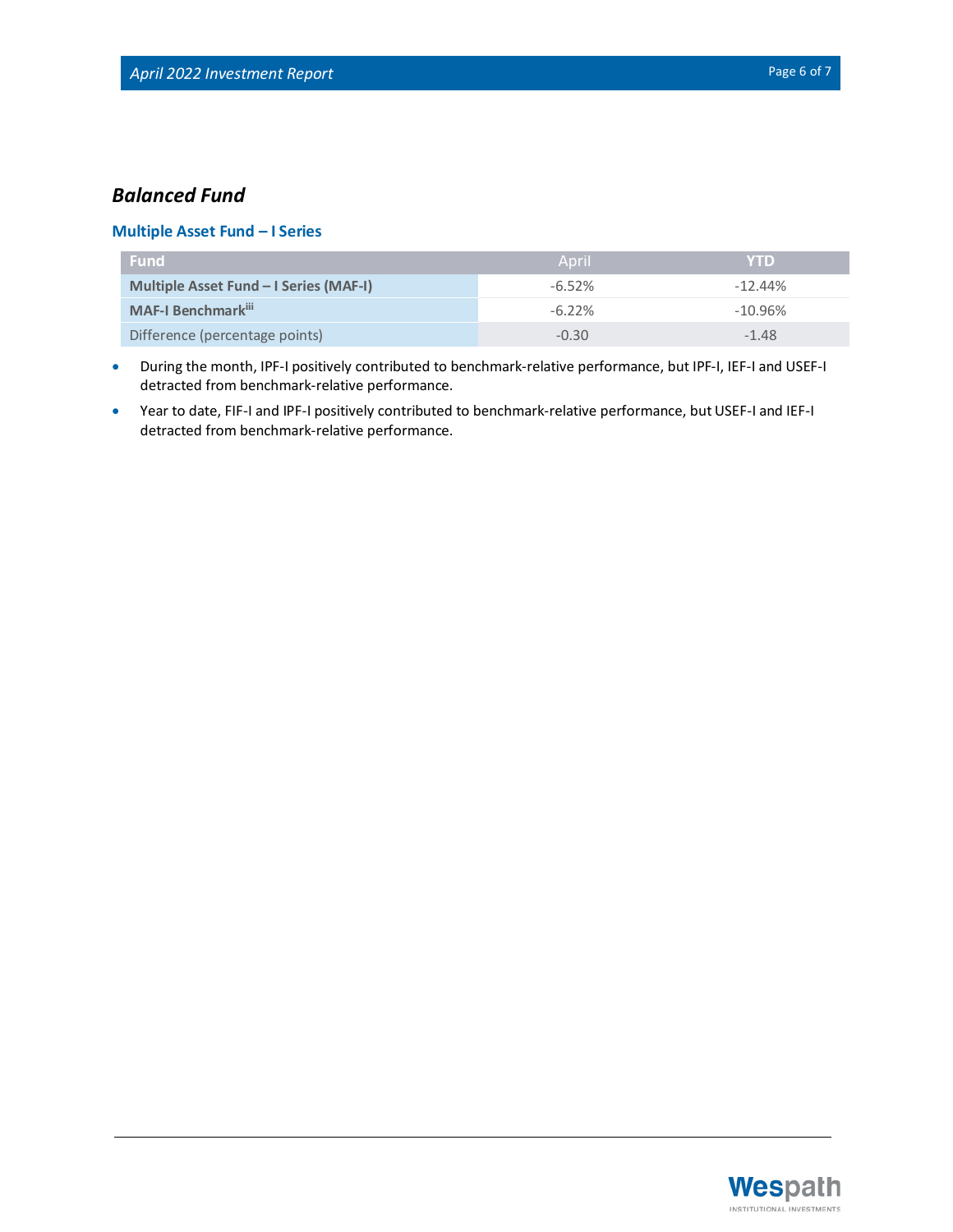## *Balanced Fund*

### Multiple Asset Fund – I Series

| Fund | April | YTD |
|---|---|---|
| **Multiple Asset Fund – I Series (MAF-I)** | -6.52% | -12.44% |
| **MAF-I Benchmark**[iii] | -6.22% | -10.96% |
| Difference (percentage points) | -0.30 | -1.48 |

- During the month, IPF-I positively contributed to benchmark-relative performance, but IPF-I, IEF-I and USEF-I detracted from benchmark-relative performance.
- Year to date, FIF-I and IPF-I positively contributed to benchmark-relative performance, but USEF-I and IEF-I detracted from benchmark-relative performance.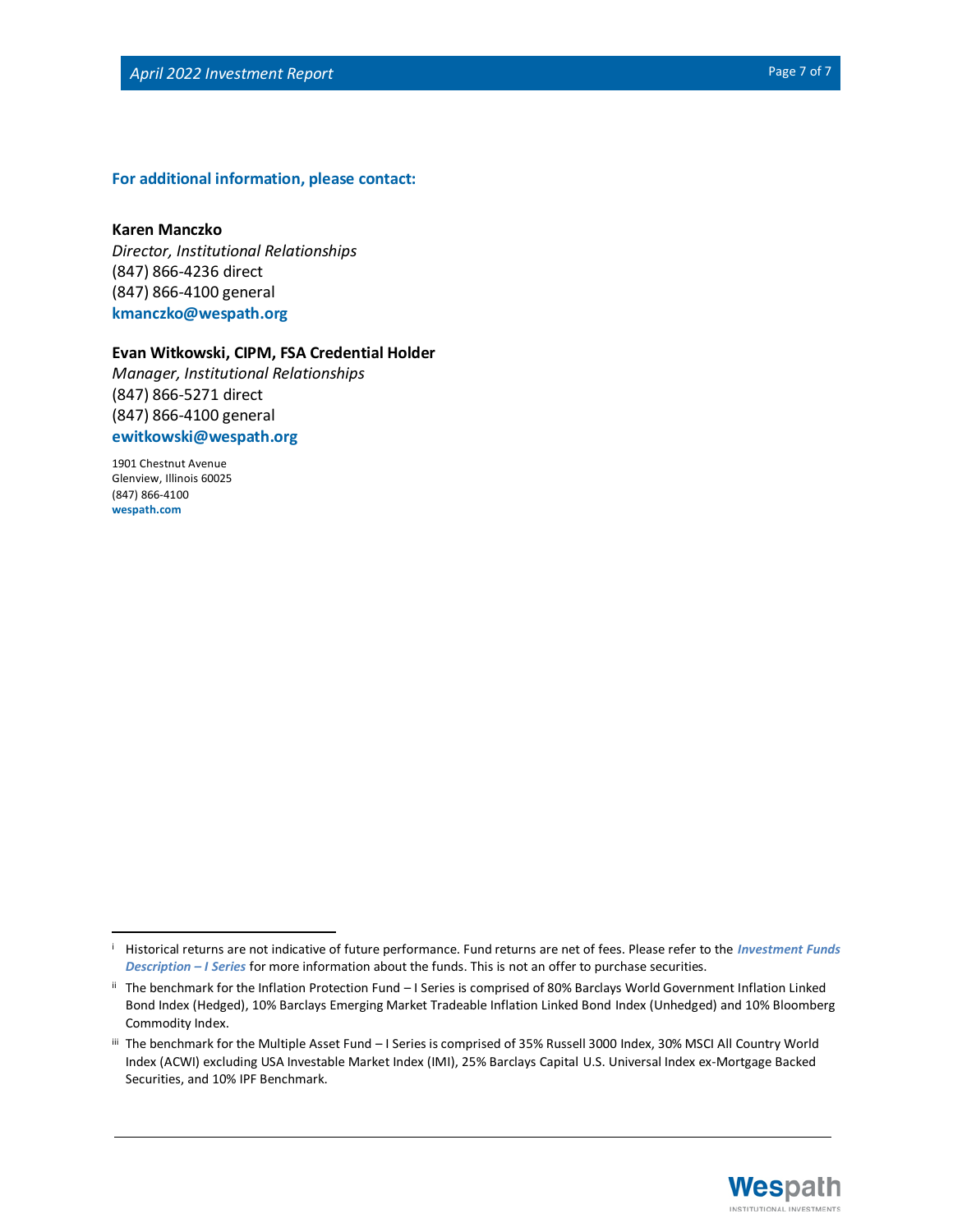**For additional information, please contact:**

**Karen Manczko**
*Director, Institutional Relationships*
(847) 866-4236 direct
(847) 866-4100 general
**kmanczko@wespath.org**

**Evan Witkowski, CIPM, FSA Credential Holder**
*Manager, Institutional Relationships*
(847) 866-5271 direct
(847) 866-4100 general
**ewitkowski@wespath.org**

1901 Chestnut Avenue
Glenview, Illinois 60025
(847) 866-4100
**wespath.com**

---

[i] Historical returns are not indicative of future performance. Fund returns are net of fees. Please refer to the ***Investment Funds Description – I Series*** for more information about the funds. This is not an offer to purchase securities.

[ii] The benchmark for the Inflation Protection Fund – I Series is comprised of 80% Barclays World Government Inflation Linked Bond Index (Hedged), 10% Barclays Emerging Market Tradeable Inflation Linked Bond Index (Unhedged) and 10% Bloomberg Commodity Index.

[iii] The benchmark for the Multiple Asset Fund – I Series is comprised of 35% Russell 3000 Index, 30% MSCI All Country World Index (ACWI) excluding USA Investable Market Index (IMI), 25% Barclays Capital U.S. Universal Index ex-Mortgage Backed Securities, and 10% IPF Benchmark.